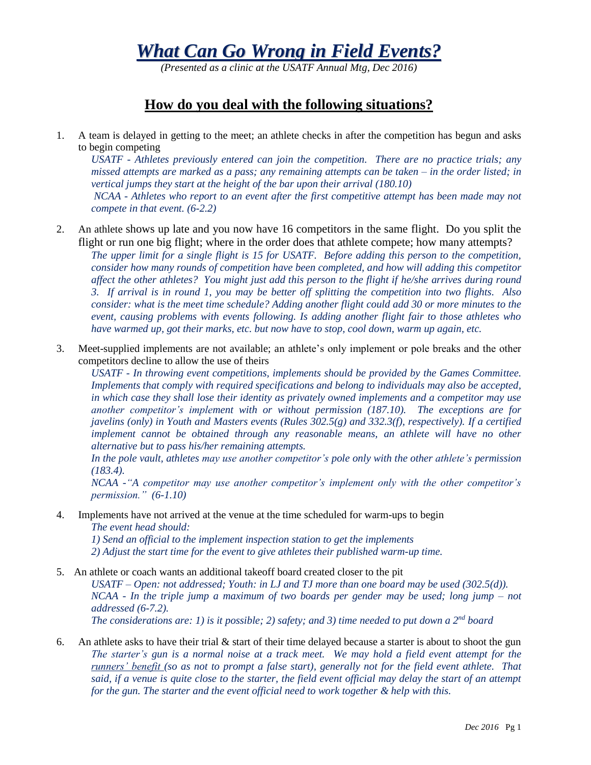# *What Can Go Wrong in Field Events?*

*(Presented as a clinic at the USATF Annual Mtg, Dec 2016)*

## How do you deal with the following situations?

1. A team is delayed in getting to the meet; an athlete checks in after the competition has begun and asks to begin competing

   *USATF - Athletes previously entered can join the competition. There are no practice trials; any missed attempts are marked as a pass; any remaining attempts can be taken – in the order listed; in vertical jumps they start at the height of the bar upon their arrival (180.10)*

   *NCAA - Athletes who report to an event after the first competitive attempt has been made may not compete in that event. (6-2.2)*

2. An athlete shows up late and you now have 16 competitors in the same flight. Do you split the flight or run one big flight; where in the order does that athlete compete; how many attempts?

   *The upper limit for a single flight is 15 for USATF. Before adding this person to the competition, consider how many rounds of competition have been completed, and how will adding this competitor affect the other athletes? You might just add this person to the flight if he/she arrives during round 3. If arrival is in round 1, you may be better off splitting the competition into two flights. Also consider: what is the meet time schedule? Adding another flight could add 30 or more minutes to the event, causing problems with events following. Is adding another flight fair to those athletes who have warmed up, got their marks, etc. but now have to stop, cool down, warm up again, etc.*

3. Meet-supplied implements are not available; an athlete's only implement or pole breaks and the other competitors decline to allow the use of theirs

   *USATF - In throwing event competitions, implements should be provided by the Games Committee. Implements that comply with required specifications and belong to individuals may also be accepted, in which case they shall lose their identity as privately owned implements and a competitor may use another competitor's implement with or without permission (187.10). The exceptions are for javelins (only) in Youth and Masters events (Rules 302.5(g) and 332.3(f), respectively). If a certified implement cannot be obtained through any reasonable means, an athlete will have no other alternative but to pass his/her remaining attempts.*

   *In the pole vault, athletes may use another competitor's pole only with the other athlete's permission (183.4).*

   *NCAA -"A competitor may use another competitor's implement only with the other competitor's permission." (6-1.10)*

4. Implements have not arrived at the venue at the time scheduled for warm-ups to begin

   *The event head should:*

   *1) Send an official to the implement inspection station to get the implements*

   *2) Adjust the start time for the event to give athletes their published warm-up time.*

5. An athlete or coach wants an additional takeoff board created closer to the pit

   *USATF – Open: not addressed; Youth: in LJ and TJ more than one board may be used (302.5(d)).*

   *NCAA - In the triple jump a maximum of two boards per gender may be used; long jump – not addressed (6-7.2).*

   *The considerations are: 1) is it possible; 2) safety; and 3) time needed to put down a 2nd board*

6. An athlete asks to have their trial & start of their time delayed because a starter is about to shoot the gun

   *The starter's gun is a normal noise at a track meet. We may hold a field event attempt for the <u>runners' benefit</u> (so as not to prompt a false start), generally not for the field event athlete. That said, if a venue is quite close to the starter, the field event official may delay the start of an attempt for the gun. The starter and the event official need to work together & help with this.*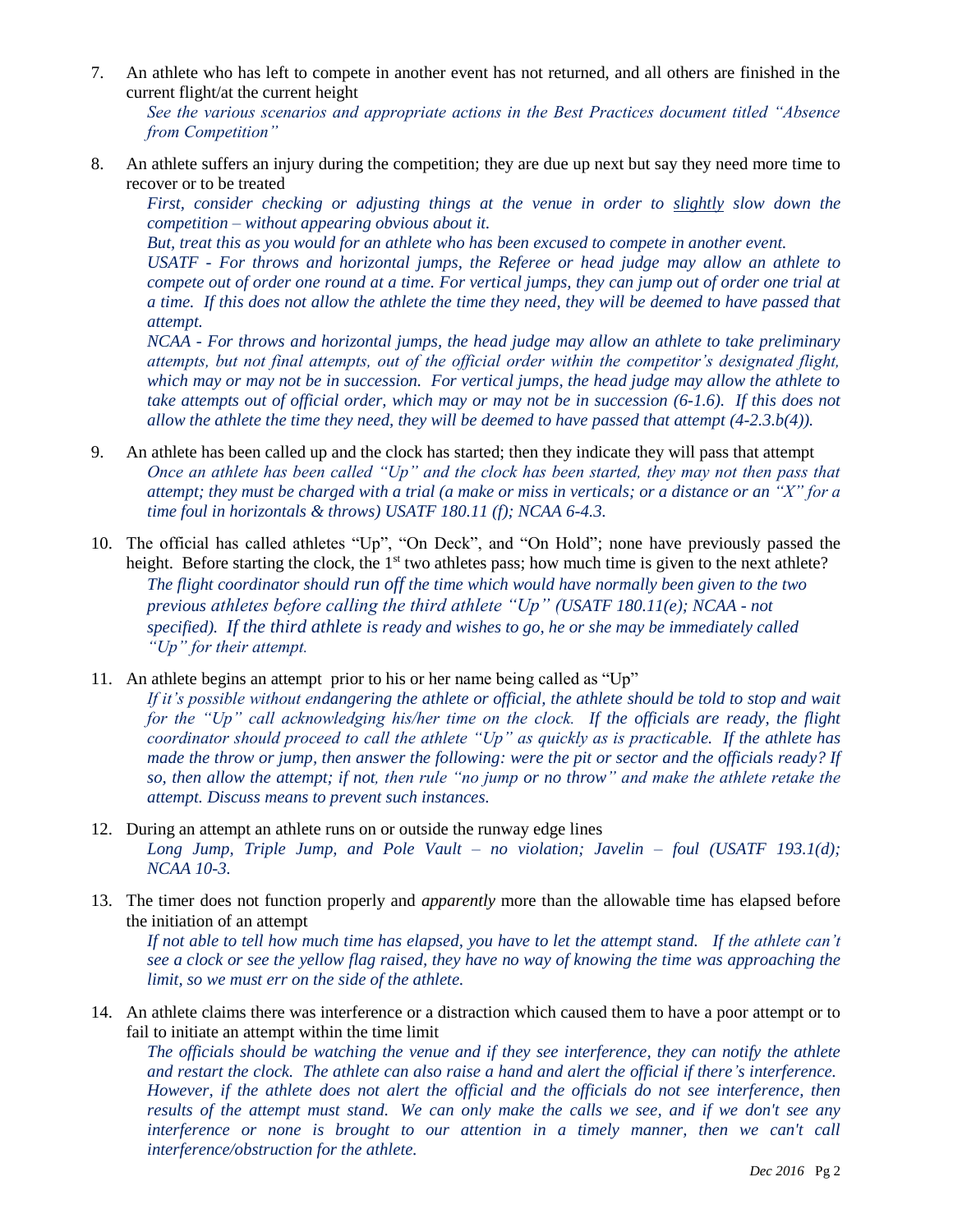7. An athlete who has left to compete in another event has not returned, and all others are finished in the current flight/at the current height

   *See the various scenarios and appropriate actions in the Best Practices document titled "Absence from Competition"*

8. An athlete suffers an injury during the competition; they are due up next but say they need more time to recover or to be treated

   *First, consider checking or adjusting things at the venue in order to <u>slightly</u> slow down the competition – without appearing obvious about it.*

   *But, treat this as you would for an athlete who has been excused to compete in another event.*

   *USATF - For throws and horizontal jumps, the Referee or head judge may allow an athlete to compete out of order one round at a time. For vertical jumps, they can jump out of order one trial at a time. If this does not allow the athlete the time they need, they will be deemed to have passed that attempt.*

   *NCAA - For throws and horizontal jumps, the head judge may allow an athlete to take preliminary attempts, but not final attempts, out of the official order within the competitor's designated flight, which may or may not be in succession. For vertical jumps, the head judge may allow the athlete to take attempts out of official order, which may or may not be in succession (6-1.6). If this does not allow the athlete the time they need, they will be deemed to have passed that attempt (4-2.3.b(4)).*

9. An athlete has been called up and the clock has started; then they indicate they will pass that attempt

   *Once an athlete has been called "Up" and the clock has been started, they may not then pass that attempt; they must be charged with a trial (a make or miss in verticals; or a distance or an "X" for a time foul in horizontals & throws) USATF 180.11 (f); NCAA 6-4.3.*

10. The official has called athletes "Up", "On Deck", and "On Hold"; none have previously passed the height. Before starting the clock, the 1st two athletes pass; how much time is given to the next athlete?

    *The flight coordinator should run off the time which would have normally been given to the two previous athletes before calling the third athlete "Up" (USATF 180.11(e); NCAA - not specified). If the third athlete is ready and wishes to go, he or she may be immediately called "Up" for their attempt.*

11. An athlete begins an attempt prior to his or her name being called as "Up"

    *If it's possible without endangering the athlete or official, the athlete should be told to stop and wait for the "Up" call acknowledging his/her time on the clock. If the officials are ready, the flight coordinator should proceed to call the athlete "Up" as quickly as is practicable. If the athlete has made the throw or jump, then answer the following: were the pit or sector and the officials ready? If so, then allow the attempt; if not, then rule "no jump or no throw" and make the athlete retake the attempt. Discuss means to prevent such instances.*

12. During an attempt an athlete runs on or outside the runway edge lines

    *Long Jump, Triple Jump, and Pole Vault – no violation; Javelin – foul (USATF 193.1(d); NCAA 10-3.*

13. The timer does not function properly and *apparently* more than the allowable time has elapsed before the initiation of an attempt

    *If not able to tell how much time has elapsed, you have to let the attempt stand. If the athlete can't see a clock or see the yellow flag raised, they have no way of knowing the time was approaching the limit, so we must err on the side of the athlete.*

14. An athlete claims there was interference or a distraction which caused them to have a poor attempt or to fail to initiate an attempt within the time limit

    *The officials should be watching the venue and if they see interference, they can notify the athlete and restart the clock. The athlete can also raise a hand and alert the official if there's interference. However, if the athlete does not alert the official and the officials do not see interference, then results of the attempt must stand. We can only make the calls we see, and if we don't see any interference or none is brought to our attention in a timely manner, then we can't call interference/obstruction for the athlete.*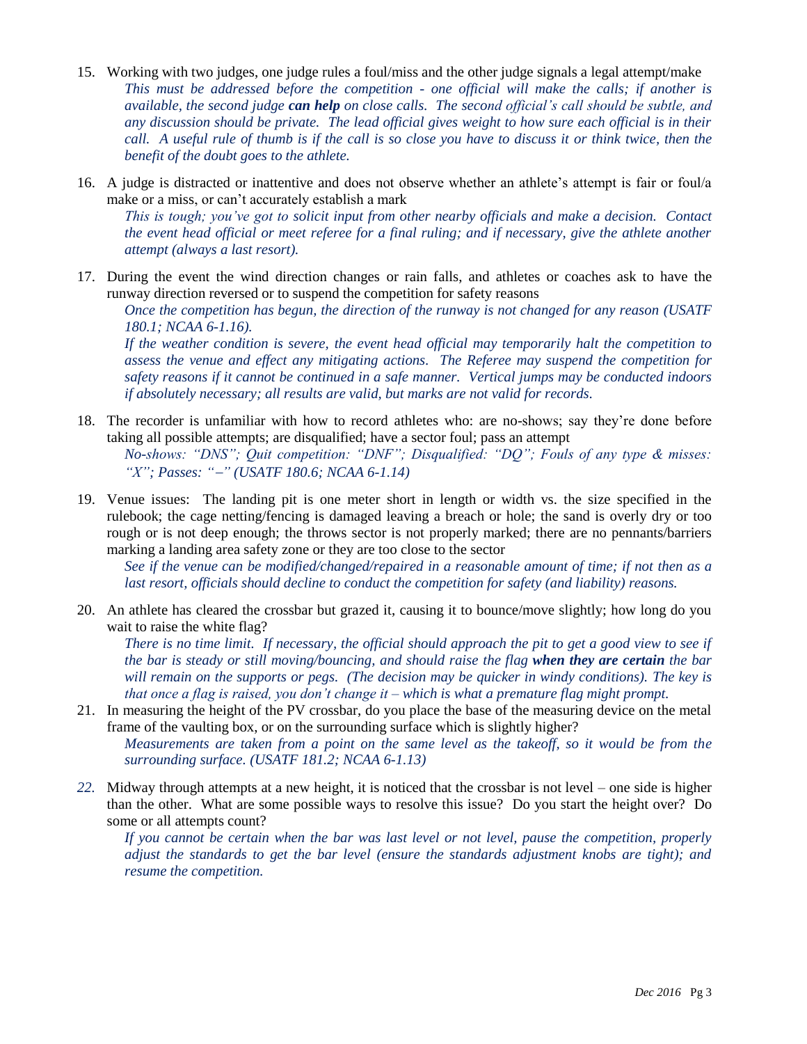15. Working with two judges, one judge rules a foul/miss and the other judge signals a legal attempt/make

    *This must be addressed before the competition - one official will make the calls; if another is available, the second judge **can help** on close calls. The second official's call should be subtle, and any discussion should be private. The lead official gives weight to how sure each official is in their call. A useful rule of thumb is if the call is so close you have to discuss it or think twice, then the benefit of the doubt goes to the athlete.*

16. A judge is distracted or inattentive and does not observe whether an athlete's attempt is fair or foul/a make or a miss, or can't accurately establish a mark

    *This is tough; you've got to solicit input from other nearby officials and make a decision. Contact the event head official or meet referee for a final ruling; and if necessary, give the athlete another attempt (always a last resort).*

17. During the event the wind direction changes or rain falls, and athletes or coaches ask to have the runway direction reversed or to suspend the competition for safety reasons

    *Once the competition has begun, the direction of the runway is not changed for any reason (USATF 180.1; NCAA 6-1.16).*

    *If the weather condition is severe, the event head official may temporarily halt the competition to assess the venue and effect any mitigating actions. The Referee may suspend the competition for safety reasons if it cannot be continued in a safe manner. Vertical jumps may be conducted indoors if absolutely necessary; all results are valid, but marks are not valid for records.*

18. The recorder is unfamiliar with how to record athletes who: are no-shows; say they're done before taking all possible attempts; are disqualified; have a sector foul; pass an attempt

    *No-shows: "DNS"; Quit competition: "DNF"; Disqualified: "DQ"; Fouls of any type & misses: "X"; Passes: "–" (USATF 180.6; NCAA 6-1.14)*

19. Venue issues: The landing pit is one meter short in length or width vs. the size specified in the rulebook; the cage netting/fencing is damaged leaving a breach or hole; the sand is overly dry or too rough or is not deep enough; the throws sector is not properly marked; there are no pennants/barriers marking a landing area safety zone or they are too close to the sector

    *See if the venue can be modified/changed/repaired in a reasonable amount of time; if not then as a last resort, officials should decline to conduct the competition for safety (and liability) reasons.*

20. An athlete has cleared the crossbar but grazed it, causing it to bounce/move slightly; how long do you wait to raise the white flag?

    *There is no time limit. If necessary, the official should approach the pit to get a good view to see if the bar is steady or still moving/bouncing, and should raise the flag **when they are certain** the bar will remain on the supports or pegs. (The decision may be quicker in windy conditions). The key is that once a flag is raised, you don't change it – which is what a premature flag might prompt.*

21. In measuring the height of the PV crossbar, do you place the base of the measuring device on the metal frame of the vaulting box, or on the surrounding surface which is slightly higher?

    *Measurements are taken from a point on the same level as the takeoff, so it would be from the surrounding surface. (USATF 181.2; NCAA 6-1.13)*

22. Midway through attempts at a new height, it is noticed that the crossbar is not level – one side is higher than the other. What are some possible ways to resolve this issue? Do you start the height over? Do some or all attempts count?

    *If you cannot be certain when the bar was last level or not level, pause the competition, properly adjust the standards to get the bar level (ensure the standards adjustment knobs are tight); and resume the competition.*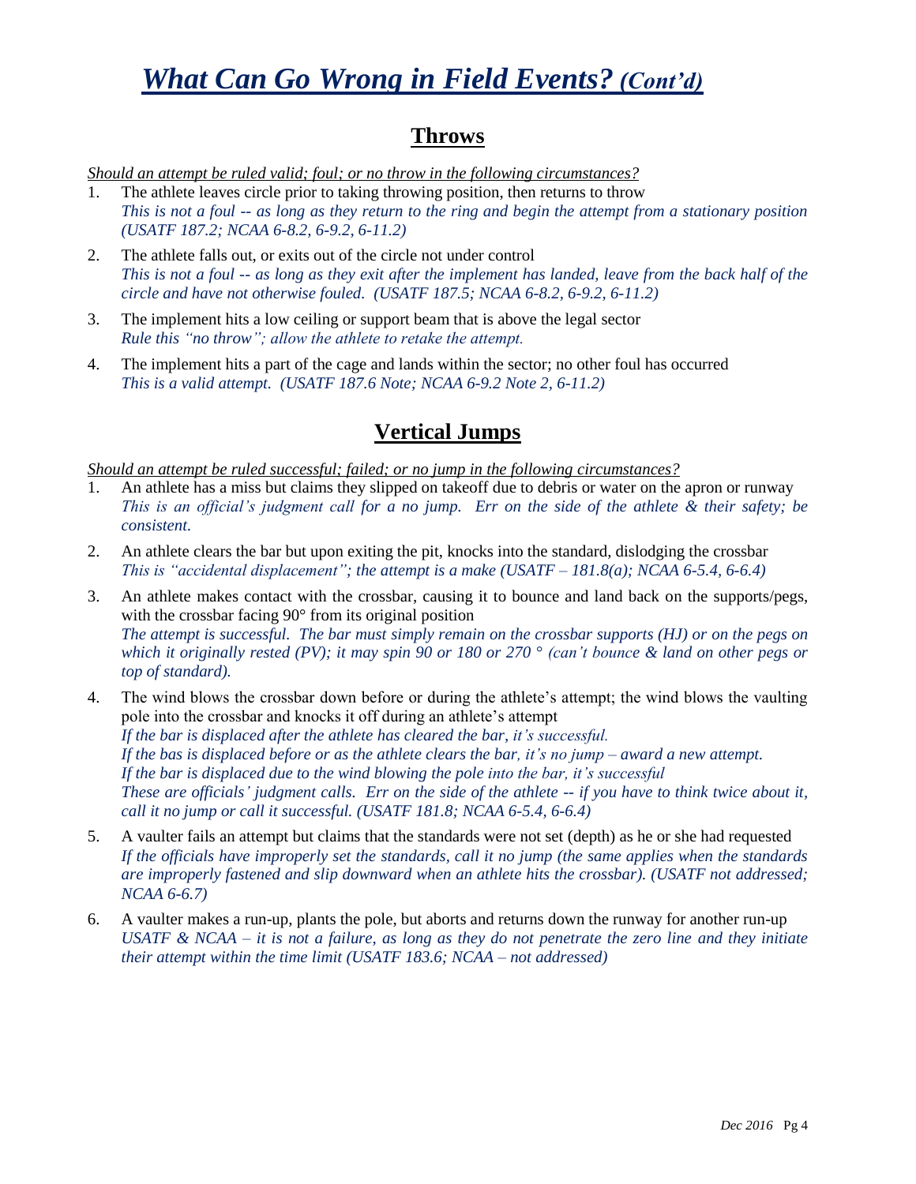# *What Can Go Wrong in Field Events? (Cont'd)*

## Throws

*Should an attempt be ruled valid; foul; or no throw in the following circumstances?*

1. The athlete leaves circle prior to taking throwing position, then returns to throw
   *This is not a foul -- as long as they return to the ring and begin the attempt from a stationary position (USATF 187.2; NCAA 6-8.2, 6-9.2, 6-11.2)*
2. The athlete falls out, or exits out of the circle not under control
   *This is not a foul -- as long as they exit after the implement has landed, leave from the back half of the circle and have not otherwise fouled. (USATF 187.5; NCAA 6-8.2, 6-9.2, 6-11.2)*
3. The implement hits a low ceiling or support beam that is above the legal sector
   *Rule this "no throw"; allow the athlete to retake the attempt.*
4. The implement hits a part of the cage and lands within the sector; no other foul has occurred
   *This is a valid attempt. (USATF 187.6 Note; NCAA 6-9.2 Note 2, 6-11.2)*

## Vertical Jumps

*Should an attempt be ruled successful; failed; or no jump in the following circumstances?*

1. An athlete has a miss but claims they slipped on takeoff due to debris or water on the apron or runway
   *This is an official's judgment call for a no jump. Err on the side of the athlete & their safety; be consistent.*
2. An athlete clears the bar but upon exiting the pit, knocks into the standard, dislodging the crossbar
   *This is "accidental displacement"; the attempt is a make (USATF – 181.8(a); NCAA 6-5.4, 6-6.4)*
3. An athlete makes contact with the crossbar, causing it to bounce and land back on the supports/pegs, with the crossbar facing 90° from its original position
   *The attempt is successful. The bar must simply remain on the crossbar supports (HJ) or on the pegs on which it originally rested (PV); it may spin 90 or 180 or 270 ° (can't bounce & land on other pegs or top of standard).*
4. The wind blows the crossbar down before or during the athlete's attempt; the wind blows the vaulting pole into the crossbar and knocks it off during an athlete's attempt
   *If the bar is displaced after the athlete has cleared the bar, it's successful.*
   *If the bas is displaced before or as the athlete clears the bar, it's no jump – award a new attempt.*
   *If the bar is displaced due to the wind blowing the pole into the bar, it's successful*
   *These are officials' judgment calls. Err on the side of the athlete -- if you have to think twice about it, call it no jump or call it successful. (USATF 181.8; NCAA 6-5.4, 6-6.4)*
5. A vaulter fails an attempt but claims that the standards were not set (depth) as he or she had requested
   *If the officials have improperly set the standards, call it no jump (the same applies when the standards are improperly fastened and slip downward when an athlete hits the crossbar). (USATF not addressed; NCAA 6-6.7)*
6. A vaulter makes a run-up, plants the pole, but aborts and returns down the runway for another run-up
   *USATF & NCAA – it is not a failure, as long as they do not penetrate the zero line and they initiate their attempt within the time limit (USATF 183.6; NCAA – not addressed)*